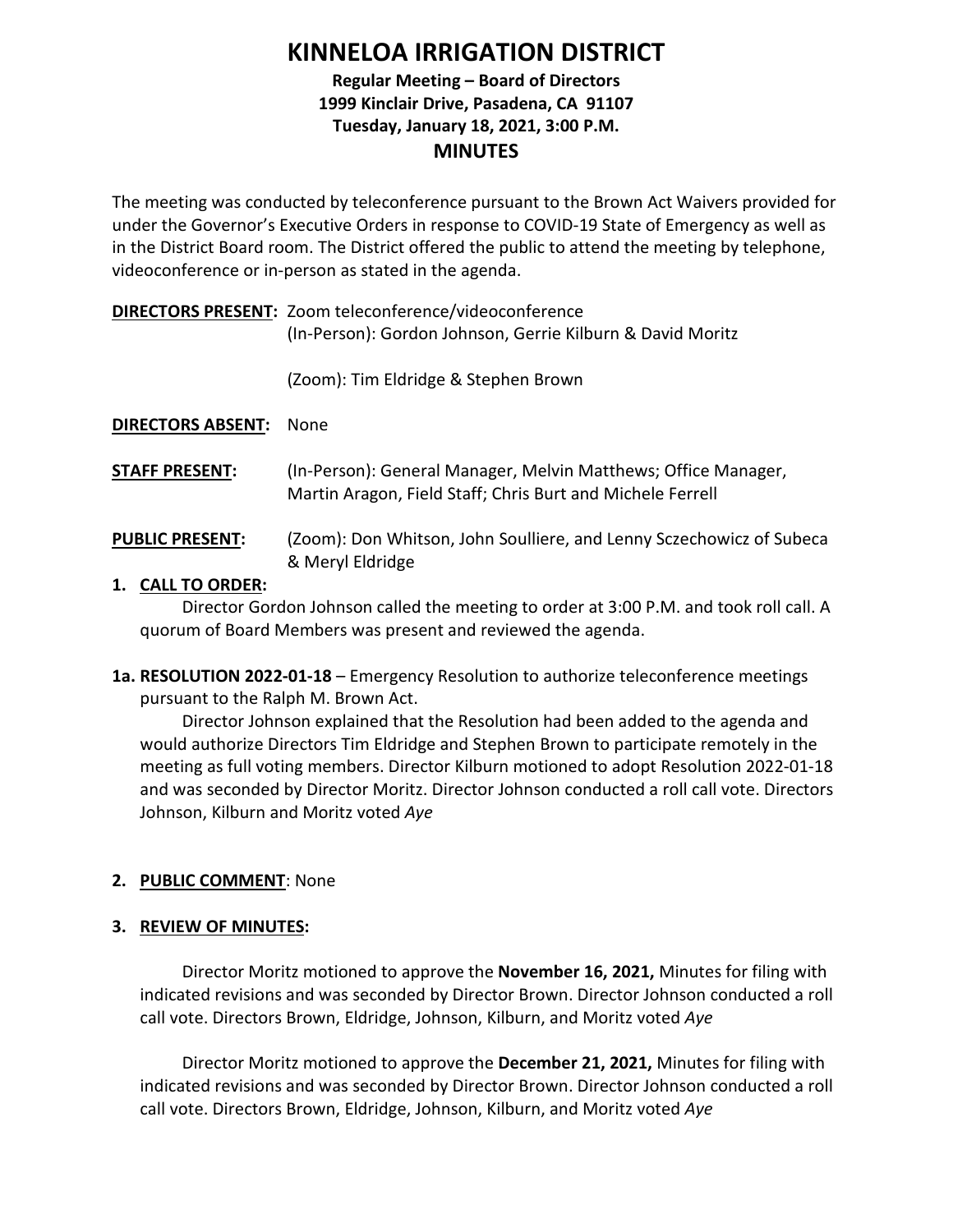# KINNELOA IRRIGATION DISTRICT

**Regular Meeting – Board of Directors**
**1999 Kinclair Drive, Pasadena, CA 91107**
**Tuesday, January 18, 2021, 3:00 P.M.**

## MINUTES

The meeting was conducted by teleconference pursuant to the Brown Act Waivers provided for under the Governor's Executive Orders in response to COVID-19 State of Emergency as well as in the District Board room. The District offered the public to attend the meeting by telephone, videoconference or in-person as stated in the agenda.

**DIRECTORS PRESENT:** Zoom teleconference/videoconference
(In-Person): Gordon Johnson, Gerrie Kilburn & David Moritz

(Zoom): Tim Eldridge & Stephen Brown

**DIRECTORS ABSENT:** None

**STAFF PRESENT:** (In-Person): General Manager, Melvin Matthews; Office Manager, Martin Aragon, Field Staff; Chris Burt and Michele Ferrell

**PUBLIC PRESENT:** (Zoom): Don Whitson, John Soulliere, and Lenny Sczechowicz of Subeca & Meryl Eldridge

**1. CALL TO ORDER:**

Director Gordon Johnson called the meeting to order at 3:00 P.M. and took roll call. A quorum of Board Members was present and reviewed the agenda.

**1a. RESOLUTION 2022-01-18** – Emergency Resolution to authorize teleconference meetings pursuant to the Ralph M. Brown Act.

Director Johnson explained that the Resolution had been added to the agenda and would authorize Directors Tim Eldridge and Stephen Brown to participate remotely in the meeting as full voting members. Director Kilburn motioned to adopt Resolution 2022-01-18 and was seconded by Director Moritz. Director Johnson conducted a roll call vote. Directors Johnson, Kilburn and Moritz voted *Aye*

**2. PUBLIC COMMENT**: None

**3. REVIEW OF MINUTES:**

Director Moritz motioned to approve the **November 16, 2021,** Minutes for filing with indicated revisions and was seconded by Director Brown. Director Johnson conducted a roll call vote. Directors Brown, Eldridge, Johnson, Kilburn, and Moritz voted *Aye*

Director Moritz motioned to approve the **December 21, 2021,** Minutes for filing with indicated revisions and was seconded by Director Brown. Director Johnson conducted a roll call vote. Directors Brown, Eldridge, Johnson, Kilburn, and Moritz voted *Aye*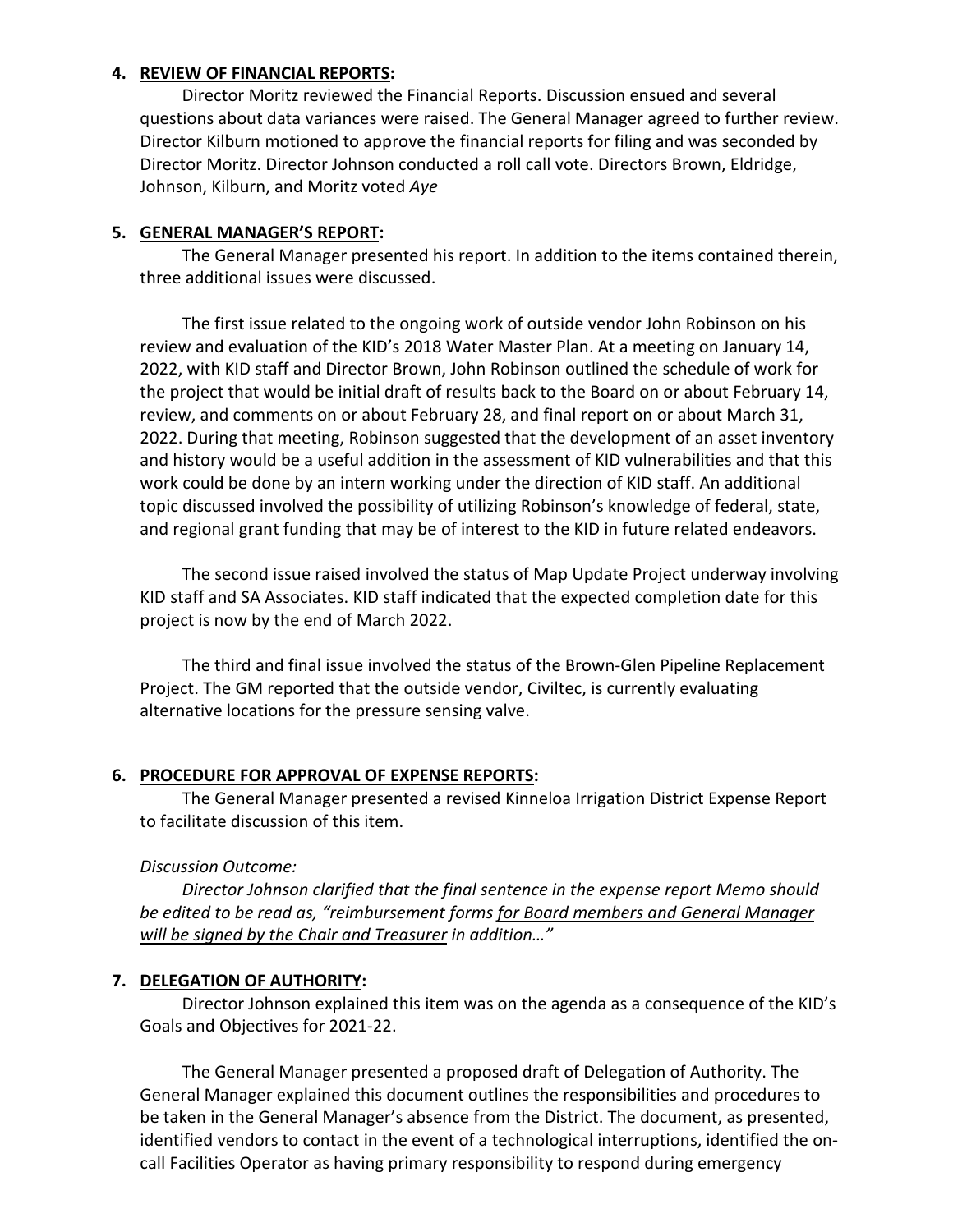4. **<u>REVIEW OF FINANCIAL REPORTS</u>:**

Director Moritz reviewed the Financial Reports. Discussion ensued and several questions about data variances were raised. The General Manager agreed to further review. Director Kilburn motioned to approve the financial reports for filing and was seconded by Director Moritz. Director Johnson conducted a roll call vote. Directors Brown, Eldridge, Johnson, Kilburn, and Moritz voted *Aye*

5. **<u>GENERAL MANAGER'S REPORT</u>:**

The General Manager presented his report. In addition to the items contained therein, three additional issues were discussed.

The first issue related to the ongoing work of outside vendor John Robinson on his review and evaluation of the KID's 2018 Water Master Plan. At a meeting on January 14, 2022, with KID staff and Director Brown, John Robinson outlined the schedule of work for the project that would be initial draft of results back to the Board on or about February 14, review, and comments on or about February 28, and final report on or about March 31, 2022. During that meeting, Robinson suggested that the development of an asset inventory and history would be a useful addition in the assessment of KID vulnerabilities and that this work could be done by an intern working under the direction of KID staff. An additional topic discussed involved the possibility of utilizing Robinson's knowledge of federal, state, and regional grant funding that may be of interest to the KID in future related endeavors.

The second issue raised involved the status of Map Update Project underway involving KID staff and SA Associates. KID staff indicated that the expected completion date for this project is now by the end of March 2022.

The third and final issue involved the status of the Brown-Glen Pipeline Replacement Project. The GM reported that the outside vendor, Civiltec, is currently evaluating alternative locations for the pressure sensing valve.

6. **<u>PROCEDURE FOR APPROVAL OF EXPENSE REPORTS</u>:**

The General Manager presented a revised Kinneloa Irrigation District Expense Report to facilitate discussion of this item.

*Discussion Outcome:*

*Director Johnson clarified that the final sentence in the expense report Memo should be edited to be read as, "reimbursement forms <u>for Board members and General Manager will be signed by the Chair and Treasurer</u> in addition…"*

7. **<u>DELEGATION OF AUTHORITY</u>:**

Director Johnson explained this item was on the agenda as a consequence of the KID's Goals and Objectives for 2021-22.

The General Manager presented a proposed draft of Delegation of Authority. The General Manager explained this document outlines the responsibilities and procedures to be taken in the General Manager's absence from the District. The document, as presented, identified vendors to contact in the event of a technological interruptions, identified the on-call Facilities Operator as having primary responsibility to respond during emergency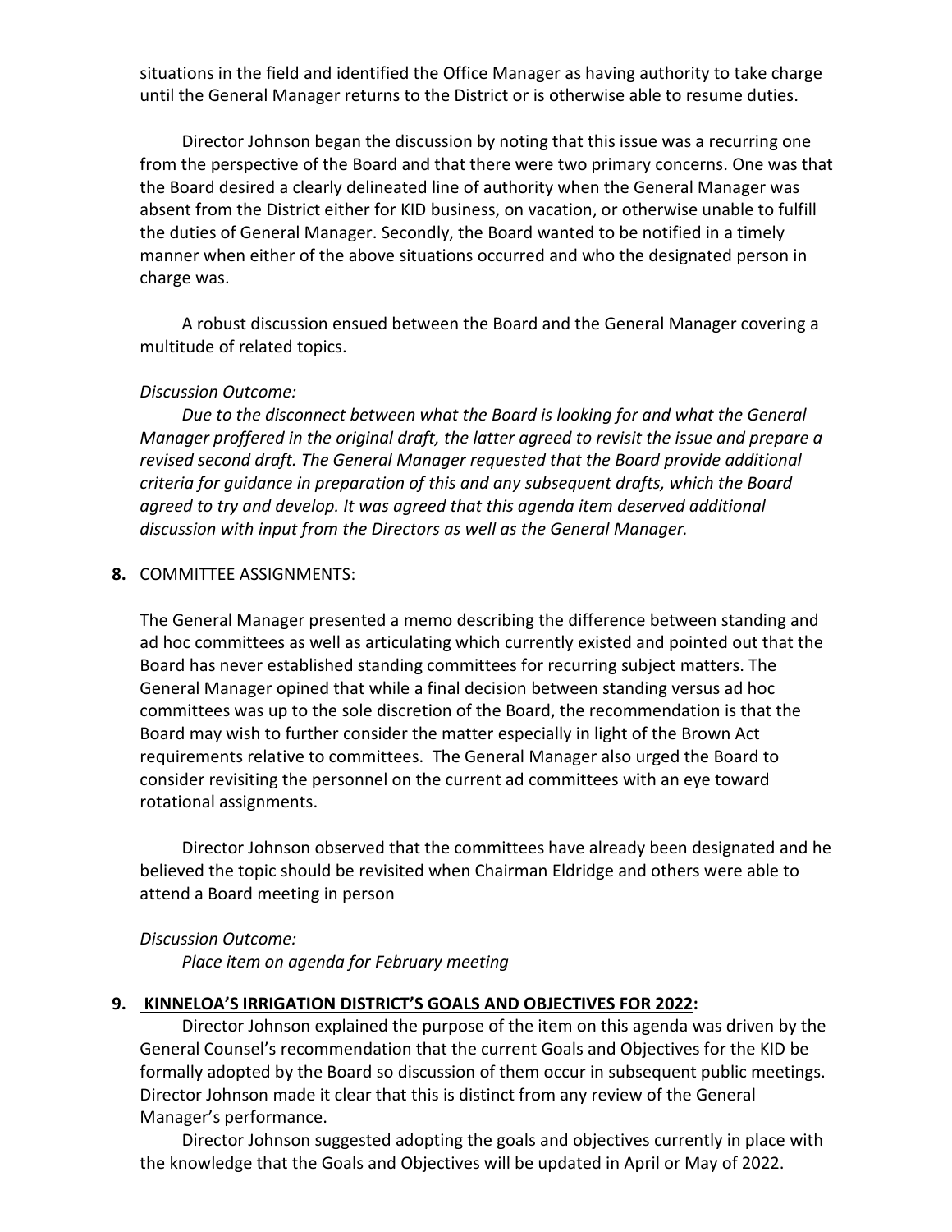situations in the field and identified the Office Manager as having authority to take charge until the General Manager returns to the District or is otherwise able to resume duties.

Director Johnson began the discussion by noting that this issue was a recurring one from the perspective of the Board and that there were two primary concerns. One was that the Board desired a clearly delineated line of authority when the General Manager was absent from the District either for KID business, on vacation, or otherwise unable to fulfill the duties of General Manager. Secondly, the Board wanted to be notified in a timely manner when either of the above situations occurred and who the designated person in charge was.

A robust discussion ensued between the Board and the General Manager covering a multitude of related topics.

*Discussion Outcome:*

*Due to the disconnect between what the Board is looking for and what the General Manager proffered in the original draft, the latter agreed to revisit the issue and prepare a revised second draft. The General Manager requested that the Board provide additional criteria for guidance in preparation of this and any subsequent drafts, which the Board agreed to try and develop. It was agreed that this agenda item deserved additional discussion with input from the Directors as well as the General Manager.*

**8.** COMMITTEE ASSIGNMENTS:

The General Manager presented a memo describing the difference between standing and ad hoc committees as well as articulating which currently existed and pointed out that the Board has never established standing committees for recurring subject matters. The General Manager opined that while a final decision between standing versus ad hoc committees was up to the sole discretion of the Board, the recommendation is that the Board may wish to further consider the matter especially in light of the Brown Act requirements relative to committees. The General Manager also urged the Board to consider revisiting the personnel on the current ad committees with an eye toward rotational assignments.

Director Johnson observed that the committees have already been designated and he believed the topic should be revisited when Chairman Eldridge and others were able to attend a Board meeting in person

*Discussion Outcome:*

*Place item on agenda for February meeting*

**9. KINNELOA'S IRRIGATION DISTRICT'S GOALS AND OBJECTIVES FOR 2022:**

Director Johnson explained the purpose of the item on this agenda was driven by the General Counsel's recommendation that the current Goals and Objectives for the KID be formally adopted by the Board so discussion of them occur in subsequent public meetings. Director Johnson made it clear that this is distinct from any review of the General Manager's performance.

Director Johnson suggested adopting the goals and objectives currently in place with the knowledge that the Goals and Objectives will be updated in April or May of 2022.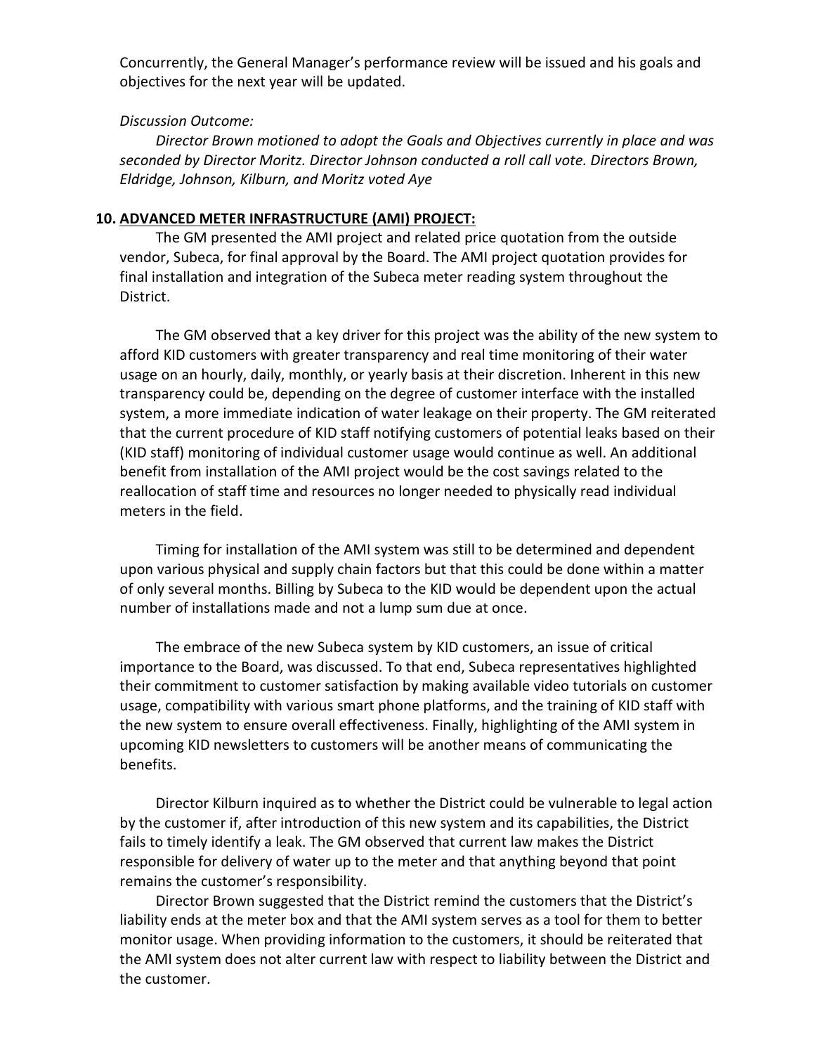Concurrently, the General Manager's performance review will be issued and his goals and objectives for the next year will be updated.

*Discussion Outcome:*

*Director Brown motioned to adopt the Goals and Objectives currently in place and was seconded by Director Moritz. Director Johnson conducted a roll call vote. Directors Brown, Eldridge, Johnson, Kilburn, and Moritz voted Aye*

**10. <u>ADVANCED METER INFRASTRUCTURE (AMI) PROJECT:</u>**

The GM presented the AMI project and related price quotation from the outside vendor, Subeca, for final approval by the Board. The AMI project quotation provides for final installation and integration of the Subeca meter reading system throughout the District.

The GM observed that a key driver for this project was the ability of the new system to afford KID customers with greater transparency and real time monitoring of their water usage on an hourly, daily, monthly, or yearly basis at their discretion. Inherent in this new transparency could be, depending on the degree of customer interface with the installed system, a more immediate indication of water leakage on their property. The GM reiterated that the current procedure of KID staff notifying customers of potential leaks based on their (KID staff) monitoring of individual customer usage would continue as well. An additional benefit from installation of the AMI project would be the cost savings related to the reallocation of staff time and resources no longer needed to physically read individual meters in the field.

Timing for installation of the AMI system was still to be determined and dependent upon various physical and supply chain factors but that this could be done within a matter of only several months. Billing by Subeca to the KID would be dependent upon the actual number of installations made and not a lump sum due at once.

The embrace of the new Subeca system by KID customers, an issue of critical importance to the Board, was discussed. To that end, Subeca representatives highlighted their commitment to customer satisfaction by making available video tutorials on customer usage, compatibility with various smart phone platforms, and the training of KID staff with the new system to ensure overall effectiveness. Finally, highlighting of the AMI system in upcoming KID newsletters to customers will be another means of communicating the benefits.

Director Kilburn inquired as to whether the District could be vulnerable to legal action by the customer if, after introduction of this new system and its capabilities, the District fails to timely identify a leak. The GM observed that current law makes the District responsible for delivery of water up to the meter and that anything beyond that point remains the customer's responsibility.

Director Brown suggested that the District remind the customers that the District's liability ends at the meter box and that the AMI system serves as a tool for them to better monitor usage. When providing information to the customers, it should be reiterated that the AMI system does not alter current law with respect to liability between the District and the customer.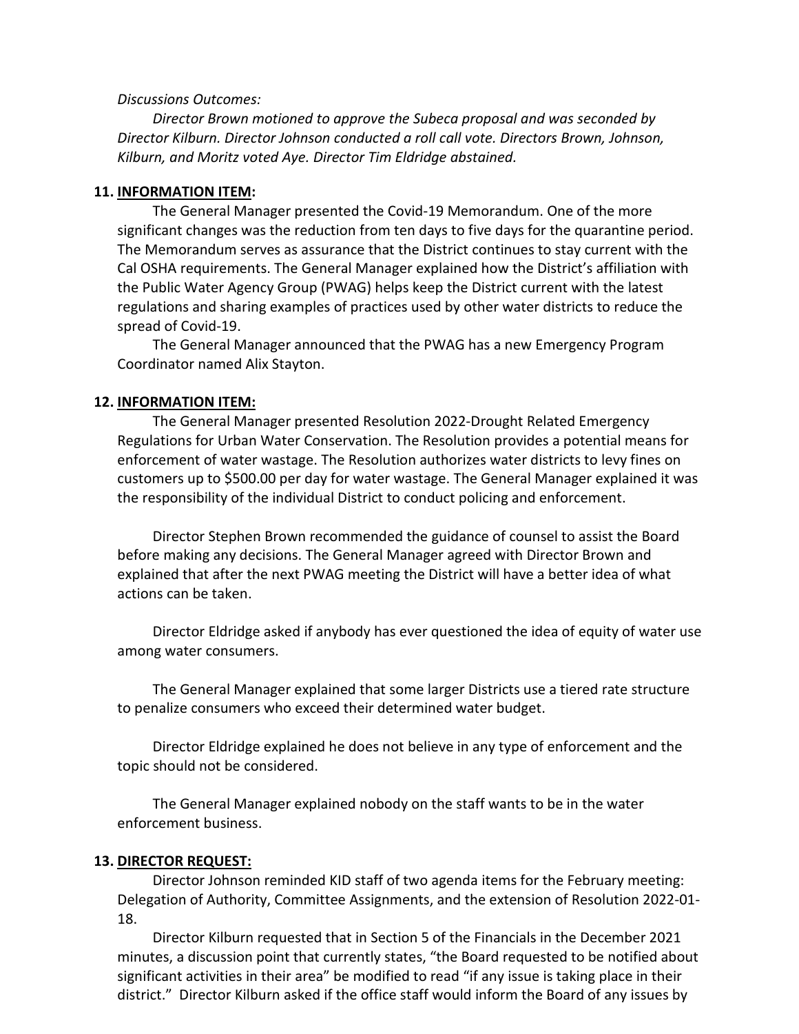*Discussions Outcomes:*

*Director Brown motioned to approve the Subeca proposal and was seconded by Director Kilburn. Director Johnson conducted a roll call vote. Directors Brown, Johnson, Kilburn, and Moritz voted Aye. Director Tim Eldridge abstained.*

**11. <u>INFORMATION ITEM</u>:**

The General Manager presented the Covid-19 Memorandum. One of the more significant changes was the reduction from ten days to five days for the quarantine period. The Memorandum serves as assurance that the District continues to stay current with the Cal OSHA requirements. The General Manager explained how the District's affiliation with the Public Water Agency Group (PWAG) helps keep the District current with the latest regulations and sharing examples of practices used by other water districts to reduce the spread of Covid-19.

The General Manager announced that the PWAG has a new Emergency Program Coordinator named Alix Stayton.

**12. <u>INFORMATION ITEM:</u>**

The General Manager presented Resolution 2022-Drought Related Emergency Regulations for Urban Water Conservation. The Resolution provides a potential means for enforcement of water wastage. The Resolution authorizes water districts to levy fines on customers up to $500.00 per day for water wastage. The General Manager explained it was the responsibility of the individual District to conduct policing and enforcement.

Director Stephen Brown recommended the guidance of counsel to assist the Board before making any decisions. The General Manager agreed with Director Brown and explained that after the next PWAG meeting the District will have a better idea of what actions can be taken.

Director Eldridge asked if anybody has ever questioned the idea of equity of water use among water consumers.

The General Manager explained that some larger Districts use a tiered rate structure to penalize consumers who exceed their determined water budget.

Director Eldridge explained he does not believe in any type of enforcement and the topic should not be considered.

The General Manager explained nobody on the staff wants to be in the water enforcement business.

**13. <u>DIRECTOR REQUEST:</u>**

Director Johnson reminded KID staff of two agenda items for the February meeting: Delegation of Authority, Committee Assignments, and the extension of Resolution 2022-01-18.

Director Kilburn requested that in Section 5 of the Financials in the December 2021 minutes, a discussion point that currently states, "the Board requested to be notified about significant activities in their area" be modified to read "if any issue is taking place in their district." Director Kilburn asked if the office staff would inform the Board of any issues by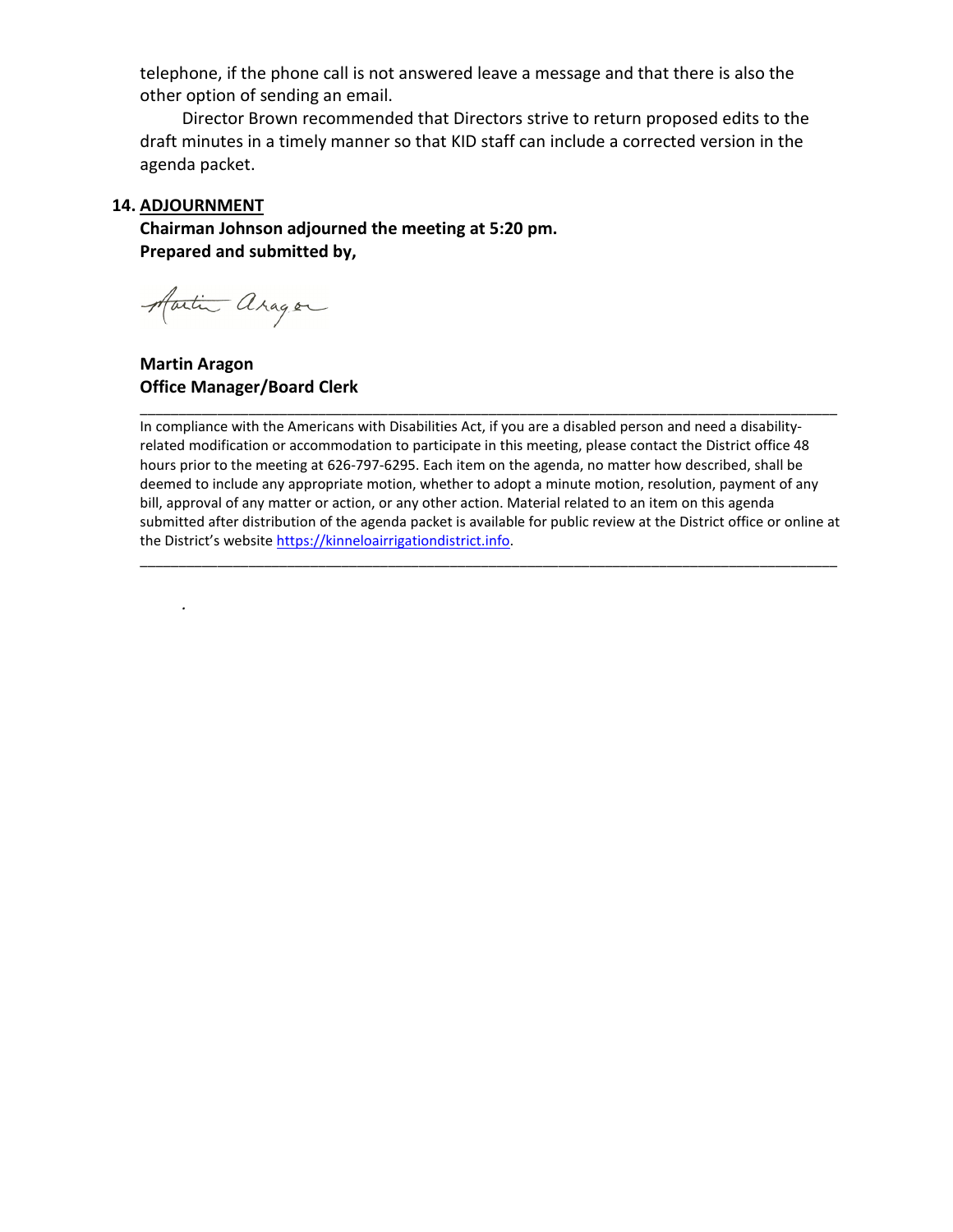telephone, if the phone call is not answered leave a message and that there is also the other option of sending an email.

Director Brown recommended that Directors strive to return proposed edits to the draft minutes in a timely manner so that KID staff can include a corrected version in the agenda packet.

**14. <u>ADJOURNMENT</u>**

**Chairman Johnson adjourned the meeting at 5:20 pm.**
**Prepared and submitted by,**

Martin Aragon

**Martin Aragon**
**Office Manager/Board Clerk**

---

In compliance with the Americans with Disabilities Act, if you are a disabled person and need a disability-related modification or accommodation to participate in this meeting, please contact the District office 48 hours prior to the meeting at 626-797-6295. Each item on the agenda, no matter how described, shall be deemed to include any appropriate motion, whether to adopt a minute motion, resolution, payment of any bill, approval of any matter or action, or any other action. Material related to an item on this agenda submitted after distribution of the agenda packet is available for public review at the District office or online at the District's website https://kinneloairrigationdistrict.info.

---